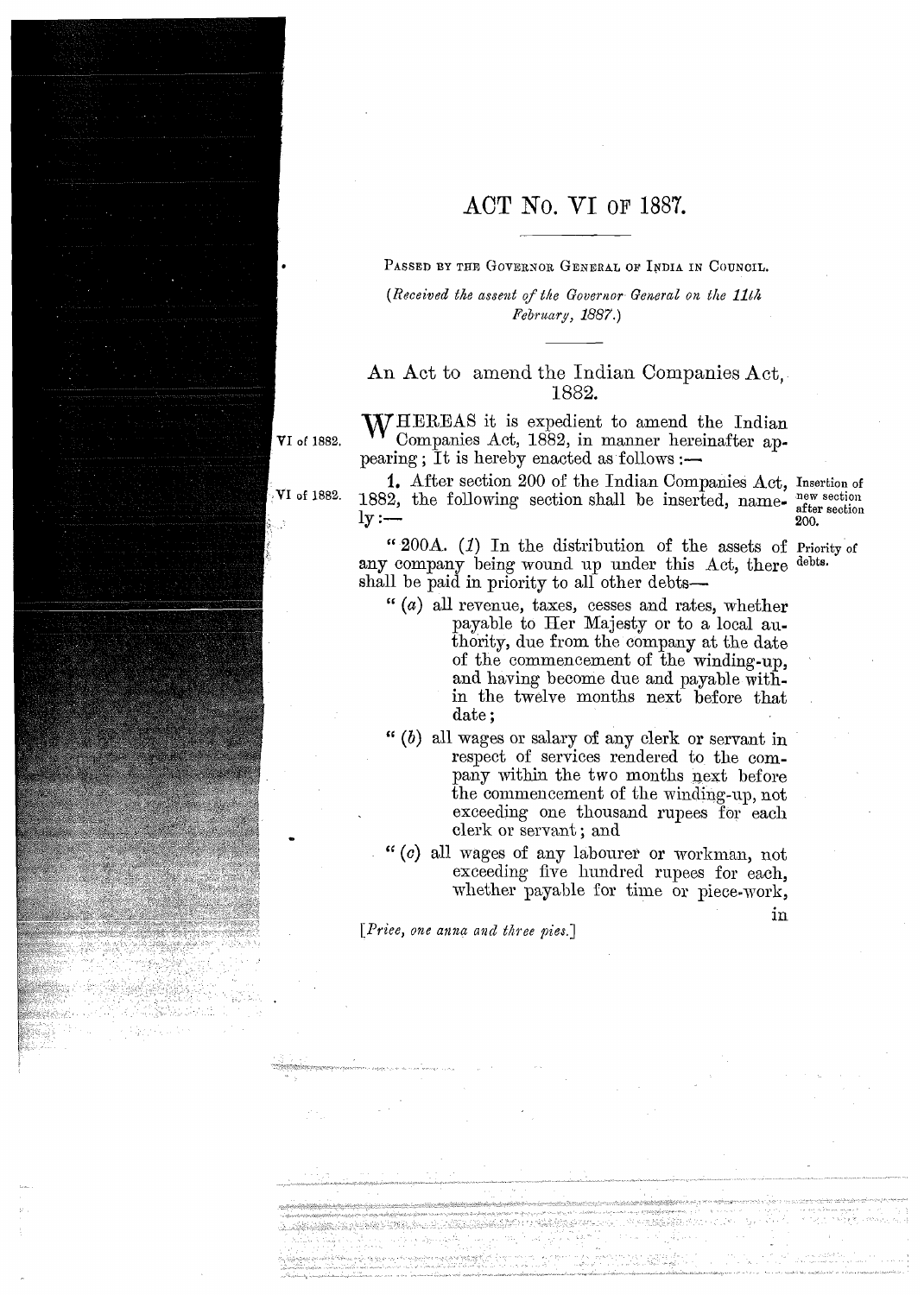# ACT No. VI OF 1887.

PASSED BY THE GOVERNOR GENERAL OF INDIA IN COUNCIL.

*(Received the assent of the Governor General on the 11th February, 1887.)*

## An Act to amend the Indian Companies Act, 1882.

VI of 1882.

WHEREAS it is expedient to amend the Indian Companies Act, 1882, in manner hereinafter appearing; It is hereby enacted as follows:—

VI of 1882.

Insertion of new section after section 200.

1. After section 200 of the Indian Companies Act, 1882, the following section shall be inserted, namely:—

Priority of debts.

"200A. (*1*) In the distribution of the assets of any company being wound up under this Act, there shall be paid in priority to all other debts—

"(*a*) all revenue, taxes, cesses and rates, whether payable to Her Majesty or to a local authority, due from the company at the date of the commencement of the winding-up, and having become due and payable within the twelve months next before that date;

"(*b*) all wages or salary of any clerk or servant in respect of services rendered to the company within the two months next before the commencement of the winding-up, not exceeding one thousand rupees for each clerk or servant; and

"(*c*) all wages of any labourer or workman, not exceeding five hundred rupees for each, whether payable for time or piece-work, in

[*Price, one anna and three pies.*]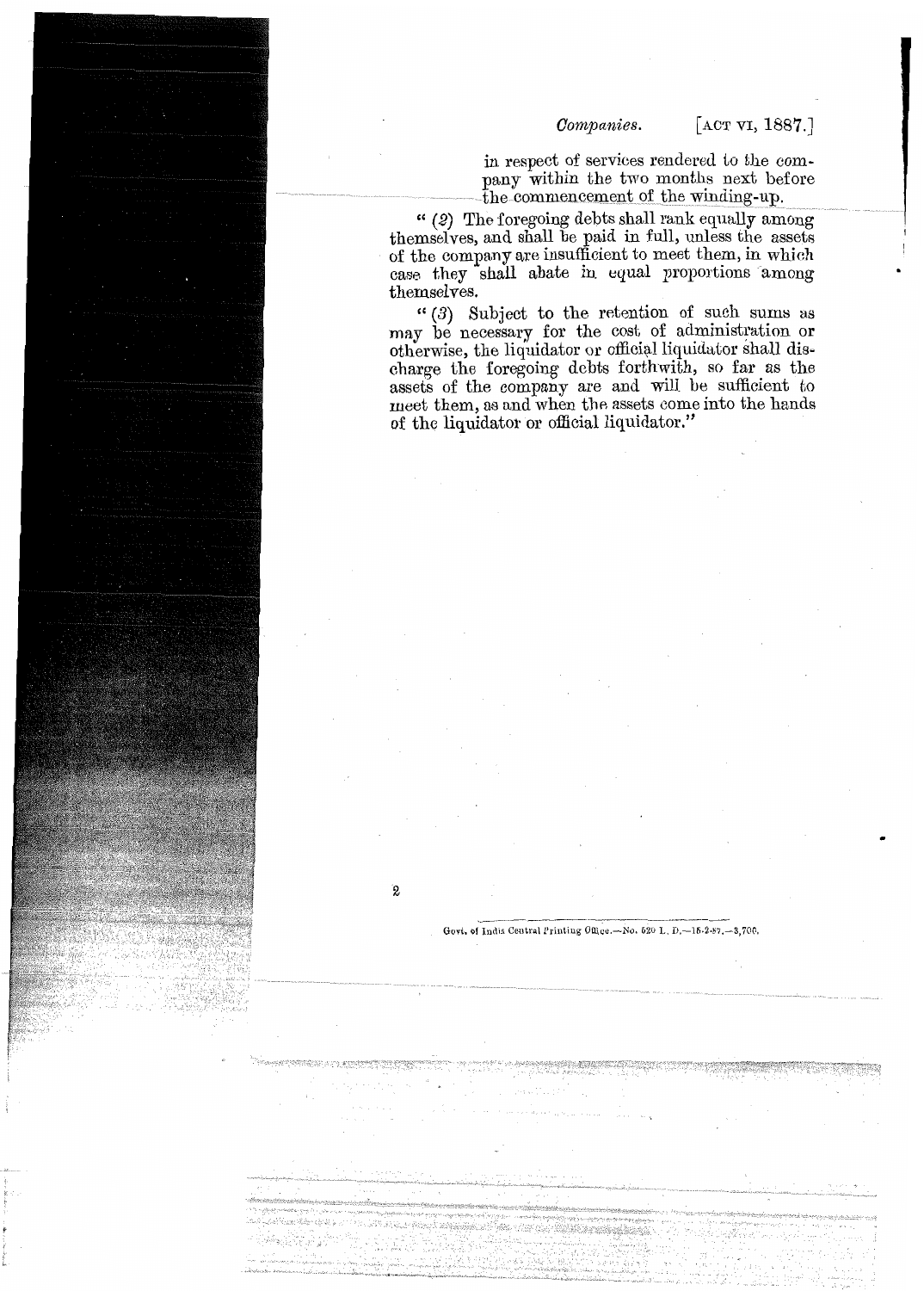in respect of services rendered to the company within the two months next before the commencement of the winding-up.

"(2) The foregoing debts shall rank equally among themselves, and shall be paid in full, unless the assets of the company are insufficient to meet them, in which case they shall abate in equal proportions among themselves.

"(3) Subject to the retention of such sums as may be necessary for the cost of administration or otherwise, the liquidator or official liquidator shall discharge the foregoing debts forthwith, so far as the assets of the company are and will be sufficient to meet them, as and when the assets come into the hands of the liquidator or official liquidator."

Govt. of India Central Printing Office.—No. 520 L. D.—15-2-87.—3,700.